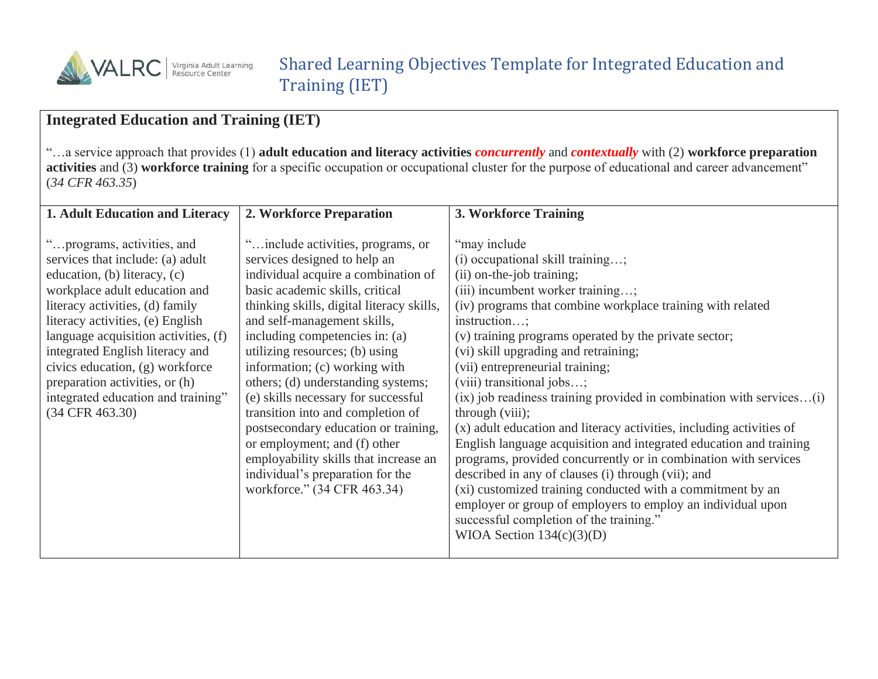# Shared Learning Objectives Template for Integrated Education and Training (IET)

## Integrated Education and Training (IET)

"…a service approach that provides (1) **adult education and literacy activities** ***concurrently*** and ***contextually*** with (2) **workforce preparation activities** and (3) **workforce training** for a specific occupation or occupational cluster for the purpose of educational and career advancement" (*34 CFR 463.35*)

| 1. Adult Education and Literacy | 2. Workforce Preparation | 3. Workforce Training |
| --- | --- | --- |
| "…programs, activities, and services that include: (a) adult education, (b) literacy, (c) workplace adult education and literacy activities, (d) family literacy activities, (e) English language acquisition activities, (f) integrated English literacy and civics education, (g) workforce preparation activities, or (h) integrated education and training" (34 CFR 463.30) | "…include activities, programs, or services designed to help an individual acquire a combination of basic academic skills, critical thinking skills, digital literacy skills, and self-management skills, including competencies in: (a) utilizing resources; (b) using information; (c) working with others; (d) understanding systems; (e) skills necessary for successful transition into and completion of postsecondary education or training, or employment; and (f) other employability skills that increase an individual's preparation for the workforce." (34 CFR 463.34) | "may include<br>(i) occupational skill training…;<br>(ii) on-the-job training;<br>(iii) incumbent worker training…;<br>(iv) programs that combine workplace training with related instruction…;<br>(v) training programs operated by the private sector;<br>(vi) skill upgrading and retraining;<br>(vii) entrepreneurial training;<br>(viii) transitional jobs…;<br>(ix) job readiness training provided in combination with services…(i) through (viii);<br>(x) adult education and literacy activities, including activities of English language acquisition and integrated education and training programs, provided concurrently or in combination with services described in any of clauses (i) through (vii); and<br>(xi) customized training conducted with a commitment by an employer or group of employers to employ an individual upon successful completion of the training."<br>WIOA Section 134(c)(3)(D) |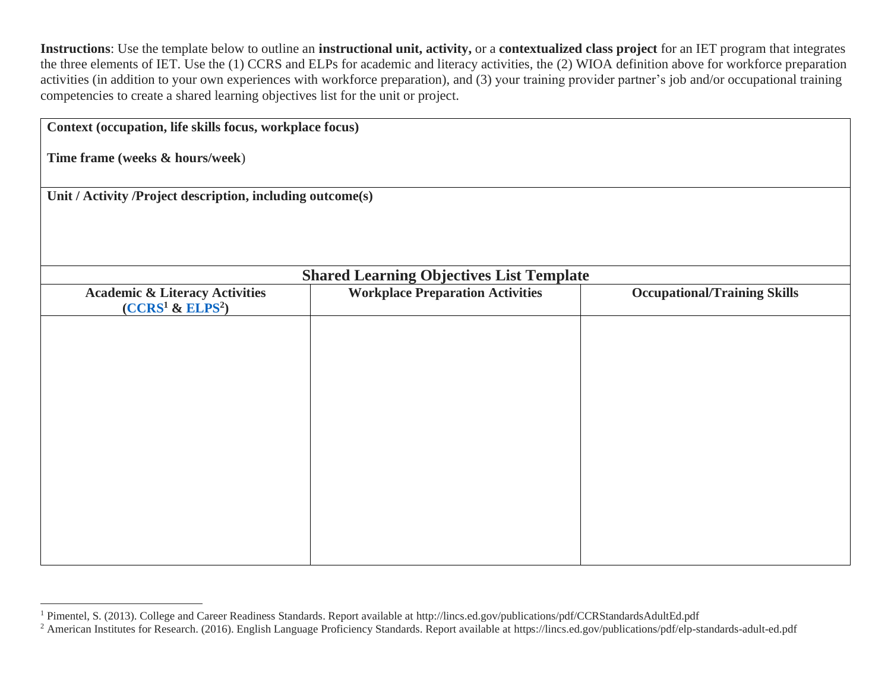**Instructions**: Use the template below to outline an **instructional unit, activity,** or a **contextualized class project** for an IET program that integrates the three elements of IET. Use the (1) CCRS and ELPs for academic and literacy activities, the (2) WIOA definition above for workforce preparation activities (in addition to your own experiences with workforce preparation), and (3) your training provider partner's job and/or occupational training competencies to create a shared learning objectives list for the unit or project.

| | | |
|---|---|---|
| **Context (occupation, life skills focus, workplace focus)**<br><br>**Time frame (weeks & hours/week)** | | |
| **Unit / Activity /Project description, including outcome(s)** | | |
| **Shared Learning Objectives List Template** | | |
| **Academic & Literacy Activities (CCRS[1] & ELPS[2])** | **Workplace Preparation Activities** | **Occupational/Training Skills** |
| | | |

[1] Pimentel, S. (2013). College and Career Readiness Standards. Report available at http://lincs.ed.gov/publications/pdf/CCRStandardsAdultEd.pdf

[2] American Institutes for Research. (2016). English Language Proficiency Standards. Report available at https://lincs.ed.gov/publications/pdf/elp-standards-adult-ed.pdf